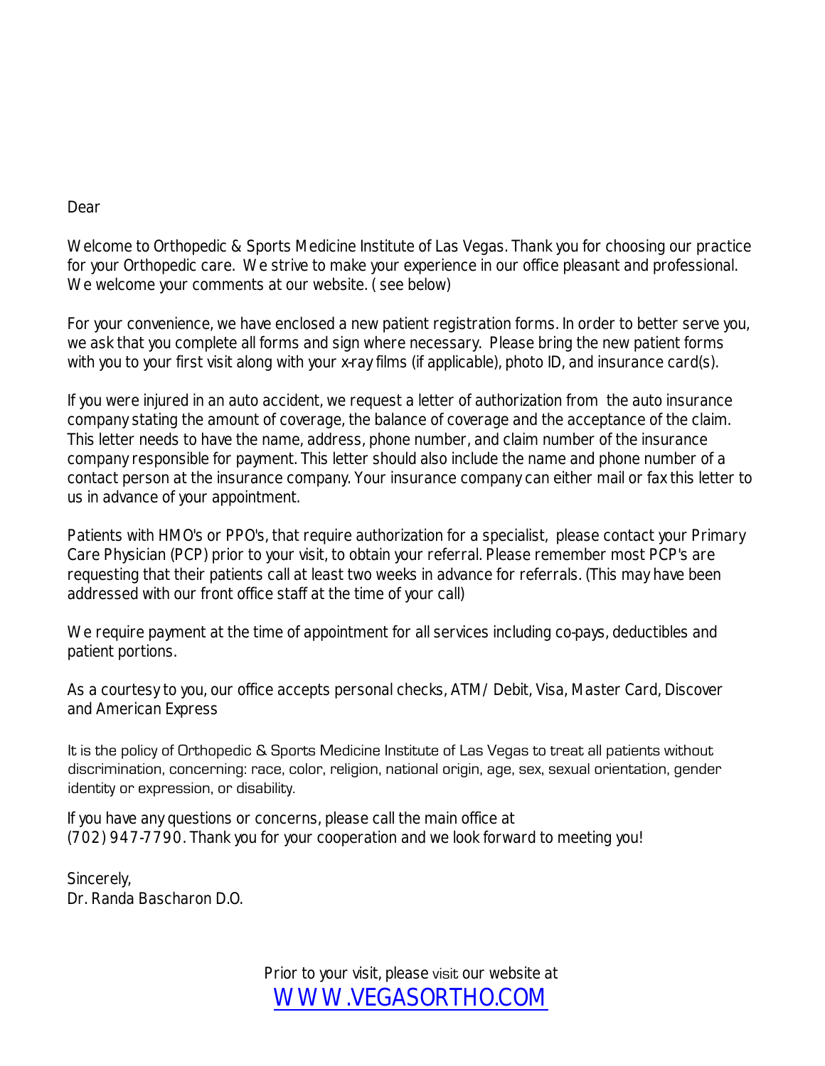Dear

Welcome to Orthopedic & Sports Medicine Institute of Las Vegas. Thank you for choosing our practice for your Orthopedic care. We strive to make your experience in our office pleasant and professional. We welcome your comments at our website. ( see below)

For your convenience, we have enclosed a new patient registration forms. In order to better serve you, we ask that you complete all forms and sign where necessary. Please bring the new patient forms with you to your first visit along with your x-ray films (if applicable), photo ID, and insurance card(s).

If you were injured in an auto accident, we request a letter of authorization from the auto insurance company stating the amount of coverage, the balance of coverage and the acceptance of the claim. This letter needs to have the name, address, phone number, and claim number of the insurance company responsible for payment. This letter should also include the name and phone number of a contact person at the insurance company. Your insurance company can either mail or fax this letter to us in advance of your appointment.

Patients with HMO's or PPO's, that require authorization for a specialist, please contact your Primary Care Physician (PCP) prior to your visit, to obtain your referral. Please remember most PCP's are requesting that their patients call at least two weeks in advance for referrals. (This may have been addressed with our front office staff at the time of your call)

We require payment at the time of appointment for all services including co-pays, deductibles and patient portions.

As a courtesy to you, our office accepts personal checks, ATM/ Debit, Visa, Master Card, Discover and American Express

It is the policy of Orthopedic & Sports Medicine Institute of Las Vegas to treat all patients without discrimination, concerning: race, color, religion, national origin, age, sex, sexual orientation, gender identity or expression, or disability.

If you have any questions or concerns, please call the main office at (702) 947-7790. Thank you for your cooperation and we look forward to meeting you!

Sincerely,
Dr. Randa Bascharon D.O.

Prior to your visit, please visit our website at
[WWW.VEGASORTHO.COM](http://WWW.VEGASORTHO.COM)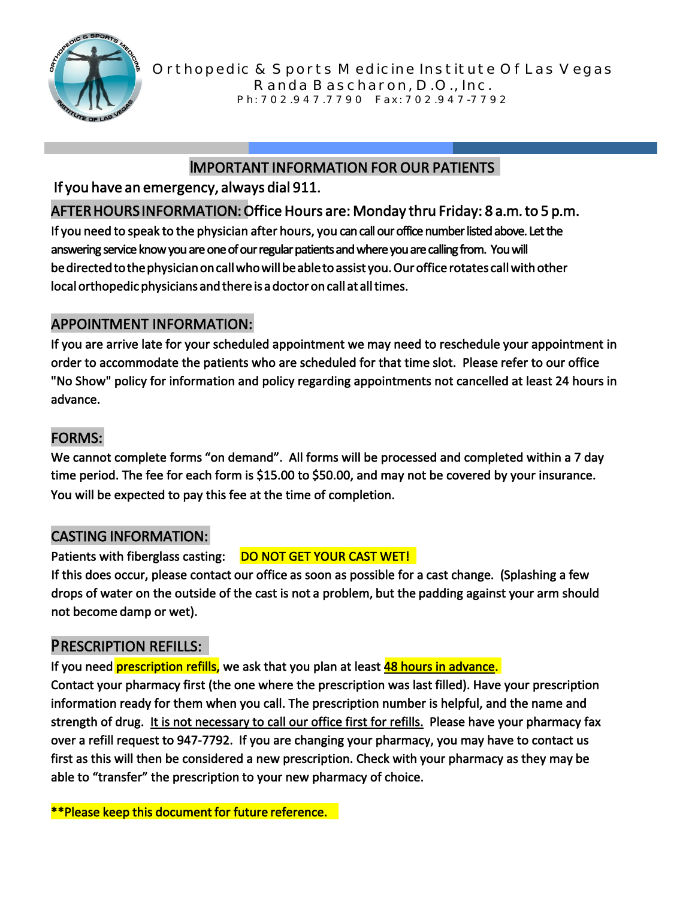Orthopedic & Sports Medicine Institute Of Las Vegas
Randa Bascharon, D.O., Inc.
Ph: 702.947.7790 Fax: 702.947-7792

# IMPORTANT INFORMATION FOR OUR PATIENTS

If you have an emergency, always dial 911.

## AFTER HOURS INFORMATION: Office Hours are: Monday thru Friday: 8 a.m. to 5 p.m.

If you need to speak to the physician after hours, you can call our office number listed above. Let the answering service know you are one of our regular patients and where you are calling from. You will be directed to the physician on call who will be able to assist you. Our office rotates call with other local orthopedic physicians and there is a doctor on call at all times.

## APPOINTMENT INFORMATION:

If you are arrive late for your scheduled appointment we may need to reschedule your appointment in order to accommodate the patients who are scheduled for that time slot. Please refer to our office "No Show" policy for information and policy regarding appointments not cancelled at least 24 hours in advance.

## FORMS:

We cannot complete forms "on demand". All forms will be processed and completed within a 7 day time period. The fee for each form is $15.00 to $50.00, and may not be covered by your insurance. You will be expected to pay this fee at the time of completion.

## CASTING INFORMATION:

Patients with fiberglass casting: **DO NOT GET YOUR CAST WET!**

If this does occur, please contact our office as soon as possible for a cast change. (Splashing a few drops of water on the outside of the cast is not a problem, but the padding against your arm should not become damp or wet).

## PRESCRIPTION REFILLS:

If you need **prescription refills,** we ask that you plan at least **48 hours in advance.**

Contact your pharmacy first (the one where the prescription was last filled). Have your prescription information ready for them when you call. The prescription number is helpful, and the name and strength of drug. It is not necessary to call our office first for refills. Please have your pharmacy fax over a refill request to 947-7792. If you are changing your pharmacy, you may have to contact us first as this will then be considered a new prescription. Check with your pharmacy as they may be able to "transfer" the prescription to your new pharmacy of choice.

**\*\*Please keep this document for future reference.**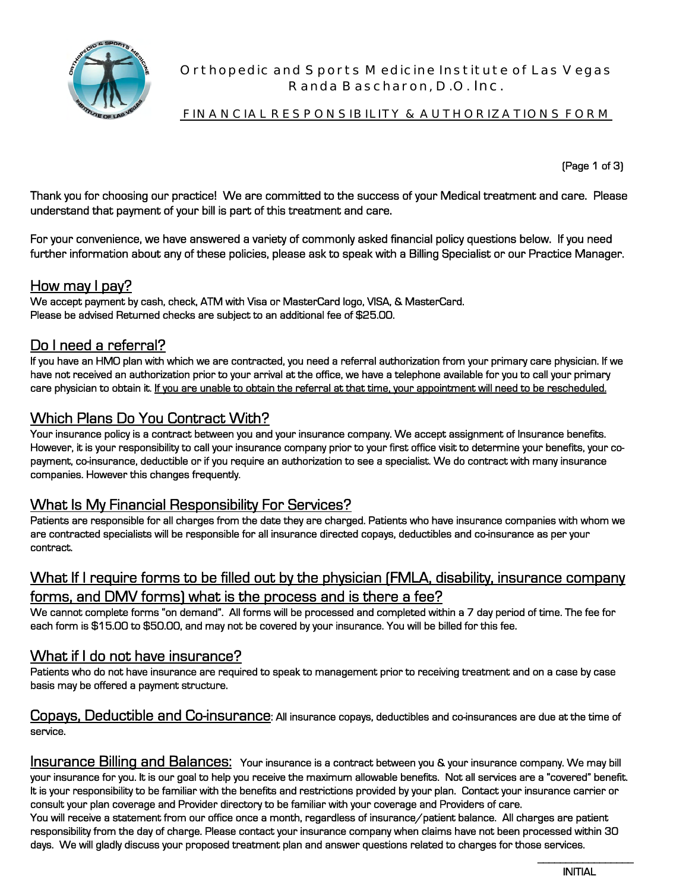# Orthopedic and Sports Medicine Institute of Las Vegas
## Randa Bascharon, D.O. Inc.

## FINANCIAL RESPONSIBILITY & AUTHORIZATIONS FORM

(Page 1 of 3)

Thank you for choosing our practice! We are committed to the success of your Medical treatment and care. Please understand that payment of your bill is part of this treatment and care.

For your convenience, we have answered a variety of commonly asked financial policy questions below. If you need further information about any of these policies, please ask to speak with a Billing Specialist or our Practice Manager.

### How may I pay?

We accept payment by cash, check, ATM with Visa or MasterCard logo, VISA, & MasterCard.
Please be advised Returned checks are subject to an additional fee of $25.00.

### Do I need a referral?

If you have an HMO plan with which we are contracted, you need a referral authorization from your primary care physician. If we have not received an authorization prior to your arrival at the office, we have a telephone available for you to call your primary care physician to obtain it. <u>If you are unable to obtain the referral at that time, your appointment will need to be rescheduled.</u>

### Which Plans Do You Contract With?

Your insurance policy is a contract between you and your insurance company. We accept assignment of Insurance benefits. However, it is your responsibility to call your insurance company prior to your first office visit to determine your benefits, your co-payment, co-insurance, deductible or if you require an authorization to see a specialist. We do contract with many insurance companies. However this changes frequently.

### What Is My Financial Responsibility For Services?

Patients are responsible for all charges from the date they are charged. Patients who have insurance companies with whom we are contracted specialists will be responsible for all insurance directed copays, deductibles and co-insurance as per your contract.

### What If I require forms to be filled out by the physician (FMLA, disability, insurance company forms, and DMV forms) what is the process and is there a fee?

We cannot complete forms "on demand". All forms will be processed and completed within a 7 day period of time. The fee for each form is $15.00 to $50.00, and may not be covered by your insurance. You will be billed for this fee.

### What if I do not have insurance?

Patients who do not have insurance are required to speak to management prior to receiving treatment and on a case by case basis may be offered a payment structure.

**Copays, Deductible and Co-insurance**: All insurance copays, deductibles and co-insurances are due at the time of service.

**Insurance Billing and Balances:** Your insurance is a contract between you & your insurance company. We may bill your insurance for you. It is our goal to help you receive the maximum allowable benefits. Not all services are a "covered" benefit. It is your responsibility to be familiar with the benefits and restrictions provided by your plan. Contact your insurance carrier or consult your plan coverage and Provider directory to be familiar with your coverage and Providers of care.
You will receive a statement from our office once a month, regardless of insurance/patient balance. All charges are patient responsibility from the day of charge. Please contact your insurance company when claims have not been processed within 30 days. We will gladly discuss your proposed treatment plan and answer questions related to charges for those services.

\_\_\_\_\_\_\_\_\_\_\_\_\_\_\_\_
INITIAL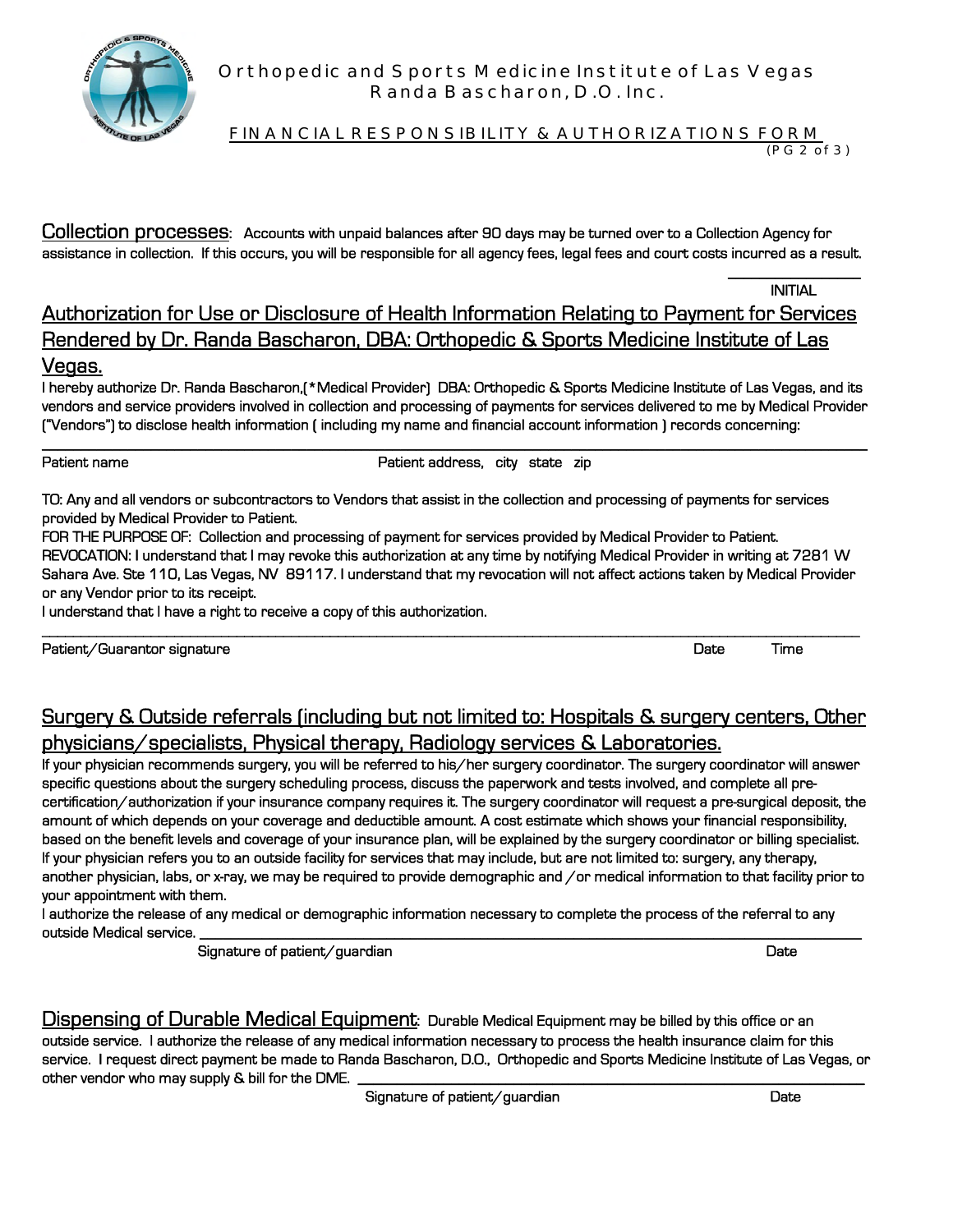# Orthopedic and Sports Medicine Institute of Las Vegas
## Randa Bascharon, D.O. Inc.

**FINANCIAL RESPONSIBILITY & AUTHORIZATIONS FORM**
(PG 2 of 3)

**Collection processes**: Accounts with unpaid balances after 90 days may be turned over to a Collection Agency for assistance in collection. If this occurs, you will be responsible for all agency fees, legal fees and court costs incurred as a result.

_______________
INITIAL

## Authorization for Use or Disclosure of Health Information Relating to Payment for Services Rendered by Dr. Randa Bascharon, DBA: Orthopedic & Sports Medicine Institute of Las Vegas.

I hereby authorize Dr. Randa Bascharon,(*Medical Provider) DBA: Orthopedic & Sports Medicine Institute of Las Vegas, and its vendors and service providers involved in collection and processing of payments for services delivered to me by Medical Provider ("Vendors") to disclose health information ( including my name and financial account information ) records concerning:

_______________________________________________________________________________

Patient name Patient address, city state zip

TO: Any and all vendors or subcontractors to Vendors that assist in the collection and processing of payments for services provided by Medical Provider to Patient.
FOR THE PURPOSE OF: Collection and processing of payment for services provided by Medical Provider to Patient.
REVOCATION: I understand that I may revoke this authorization at any time by notifying Medical Provider in writing at 7281 W Sahara Ave. Ste 110, Las Vegas, NV 89117. I understand that my revocation will not affect actions taken by Medical Provider or any Vendor prior to its receipt.
I understand that I have a right to receive a copy of this authorization.

_______________________________________________________________________________

Patient/Guarantor signature Date Time

## Surgery & Outside referrals (including but not limited to: Hospitals & surgery centers, Other physicians/specialists, Physical therapy, Radiology services & Laboratories.

If your physician recommends surgery, you will be referred to his/her surgery coordinator. The surgery coordinator will answer specific questions about the surgery scheduling process, discuss the paperwork and tests involved, and complete all pre-certification/authorization if your insurance company requires it. The surgery coordinator will request a pre-surgical deposit, the amount of which depends on your coverage and deductible amount. A cost estimate which shows your financial responsibility, based on the benefit levels and coverage of your insurance plan, will be explained by the surgery coordinator or billing specialist. If your physician refers you to an outside facility for services that may include, but are not limited to: surgery, any therapy, another physician, labs, or x-ray, we may be required to provide demographic and /or medical information to that facility prior to your appointment with them.
I authorize the release of any medical or demographic information necessary to complete the process of the referral to any outside Medical service. _______________________________________________

Signature of patient/guardian Date

**Dispensing of Durable Medical Equipment**: Durable Medical Equipment may be billed by this office or an outside service. I authorize the release of any medical information necessary to process the health insurance claim for this service. I request direct payment be made to Randa Bascharon, D.O., Orthopedic and Sports Medicine Institute of Las Vegas, or other vendor who may supply & bill for the DME. _______________________________________________

Signature of patient/guardian Date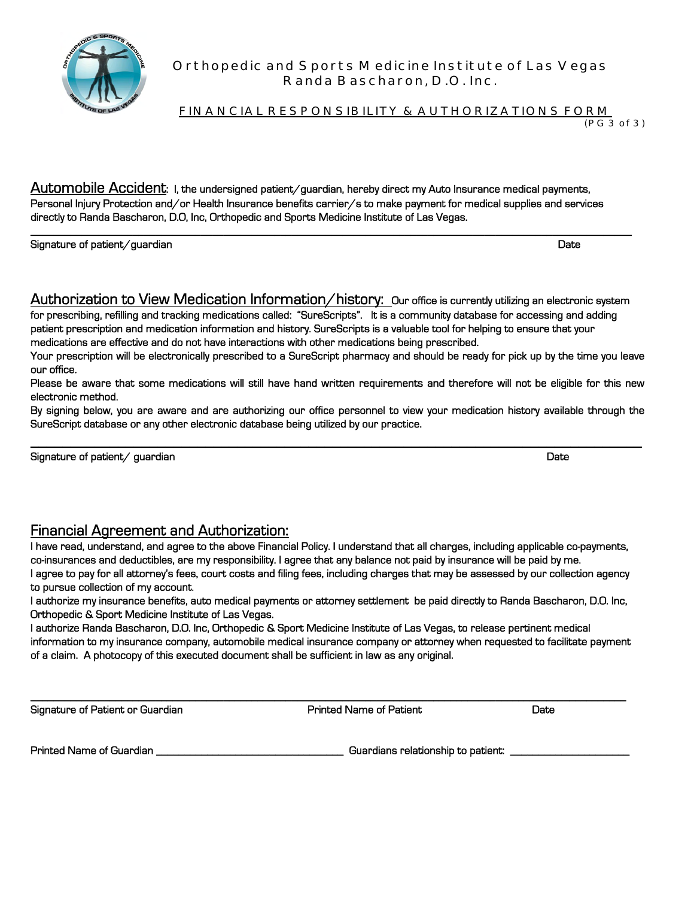# Orthopedic and Sports Medicine Institute of Las Vegas
## Randa Bascharon, D.O. Inc.

### FINANCIAL RESPONSIBILITY & AUTHORIZATION FORM

(PG 3 of 3)

**Automobile Accident**: I, the undersigned patient/guardian, hereby direct my Auto Insurance medical payments, Personal Injury Protection and/or Health Insurance benefits carrier/s to make payment for medical supplies and services directly to Randa Bascharon, D.O, Inc, Orthopedic and Sports Medicine Institute of Las Vegas.

\_\_\_\_\_\_\_\_\_\_\_\_\_\_\_\_\_\_\_\_\_\_\_\_\_\_\_\_\_\_\_\_\_\_\_\_\_\_\_\_\_\_\_\_\_\_\_\_\_\_\_\_\_\_\_\_\_\_\_\_\_\_\_\_\_\_\_\_\_\_\_\_

Signature of patient/guardian Date

**Authorization to View Medication Information/history:** Our office is currently utilizing an electronic system for prescribing, refilling and tracking medications called: "SureScripts". It is a community database for accessing and adding patient prescription and medication information and history. SureScripts is a valuable tool for helping to ensure that your medications are effective and do not have interactions with other medications being prescribed.

Your prescription will be electronically prescribed to a SureScript pharmacy and should be ready for pick up by the time you leave our office.

Please be aware that some medications will still have hand written requirements and therefore will not be eligible for this new electronic method.

By signing below, you are aware and are authorizing our office personnel to view your medication history available through the SureScript database or any other electronic database being utilized by our practice.

\_\_\_\_\_\_\_\_\_\_\_\_\_\_\_\_\_\_\_\_\_\_\_\_\_\_\_\_\_\_\_\_\_\_\_\_\_\_\_\_\_\_\_\_\_\_\_\_\_\_\_\_\_\_\_\_\_\_\_\_\_\_\_\_\_\_\_\_\_\_\_\_

Signature of patient/ guardian Date

**Financial Agreement and Authorization:**

I have read, understand, and agree to the above Financial Policy. I understand that all charges, including applicable co-payments, co-insurances and deductibles, are my responsibility. I agree that any balance not paid by insurance will be paid by me.

I agree to pay for all attorney's fees, court costs and filing fees, including charges that may be assessed by our collection agency to pursue collection of my account.

I authorize my insurance benefits, auto medical payments or attorney settlement be paid directly to Randa Bascharon, D.O. Inc, Orthopedic & Sport Medicine Institute of Las Vegas.

I authorize Randa Bascharon, D.O. Inc, Orthopedic & Sport Medicine Institute of Las Vegas, to release pertinent medical information to my insurance company, automobile medical insurance company or attorney when requested to facilitate payment of a claim. A photocopy of this executed document shall be sufficient in law as any original.

\_\_\_\_\_\_\_\_\_\_\_\_\_\_\_\_\_\_\_\_\_\_\_\_\_\_\_\_\_\_\_\_\_\_\_\_\_\_\_\_\_\_\_\_\_\_\_\_\_\_\_\_\_\_\_\_\_\_\_\_\_\_\_\_\_\_\_\_\_\_\_\_

Signature of Patient or Guardian Printed Name of Patient Date

Printed Name of Guardian \_\_\_\_\_\_\_\_\_\_\_\_\_\_\_\_\_\_\_\_\_\_\_\_\_\_\_\_\_\_ Guardians relationship to patient: \_\_\_\_\_\_\_\_\_\_\_\_\_\_\_\_\_\_\_\_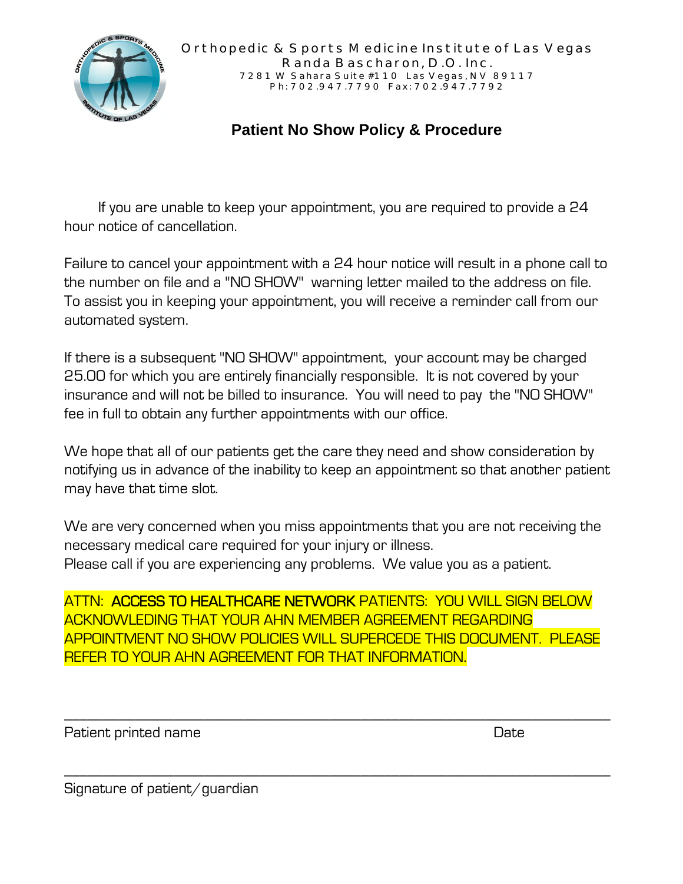Orthopedic & Sports Medicine Institute of Las Vegas
Randa Bascharon, D.O. Inc.
7281 W Sahara Suite #110 Las Vegas, NV 89117
Ph: 702.947.7790 Fax: 702.947.7792

## Patient No Show Policy & Procedure

If you are unable to keep your appointment, you are required to provide a 24 hour notice of cancellation.

Failure to cancel your appointment with a 24 hour notice will result in a phone call to the number on file and a "NO SHOW" warning letter mailed to the address on file. To assist you in keeping your appointment, you will receive a reminder call from our automated system.

If there is a subsequent "NO SHOW" appointment, your account may be charged 25.00 for which you are entirely financially responsible. It is not covered by your insurance and will not be billed to insurance. You will need to pay the "NO SHOW" fee in full to obtain any further appointments with our office.

We hope that all of our patients get the care they need and show consideration by notifying us in advance of the inability to keep an appointment so that another patient may have that time slot.

We are very concerned when you miss appointments that you are not receiving the necessary medical care required for your injury or illness.
Please call if you are experiencing any problems. We value you as a patient.

ATTN: **ACCESS TO HEALTHCARE NETWORK** PATIENTS: YOU WILL SIGN BELOW ACKNOWLEDING THAT YOUR AHN MEMBER AGREEMENT REGARDING APPOINTMENT NO SHOW POLICIES WILL SUPERCEDE THIS DOCUMENT. PLEASE REFER TO YOUR AHN AGREEMENT FOR THAT INFORMATION.

\_\_\_\_\_\_\_\_\_\_\_\_\_\_\_\_\_\_\_\_\_\_\_\_\_\_\_\_\_\_\_\_\_\_\_\_\_\_\_\_\_\_\_\_\_\_\_\_\_\_\_\_\_\_\_\_\_\_\_\_\_\_\_\_\_\_

Patient printed name Date

\_\_\_\_\_\_\_\_\_\_\_\_\_\_\_\_\_\_\_\_\_\_\_\_\_\_\_\_\_\_\_\_\_\_\_\_\_\_\_\_\_\_\_\_\_\_\_\_\_\_\_\_\_\_\_\_\_\_\_\_\_\_\_\_\_\_

Signature of patient/guardian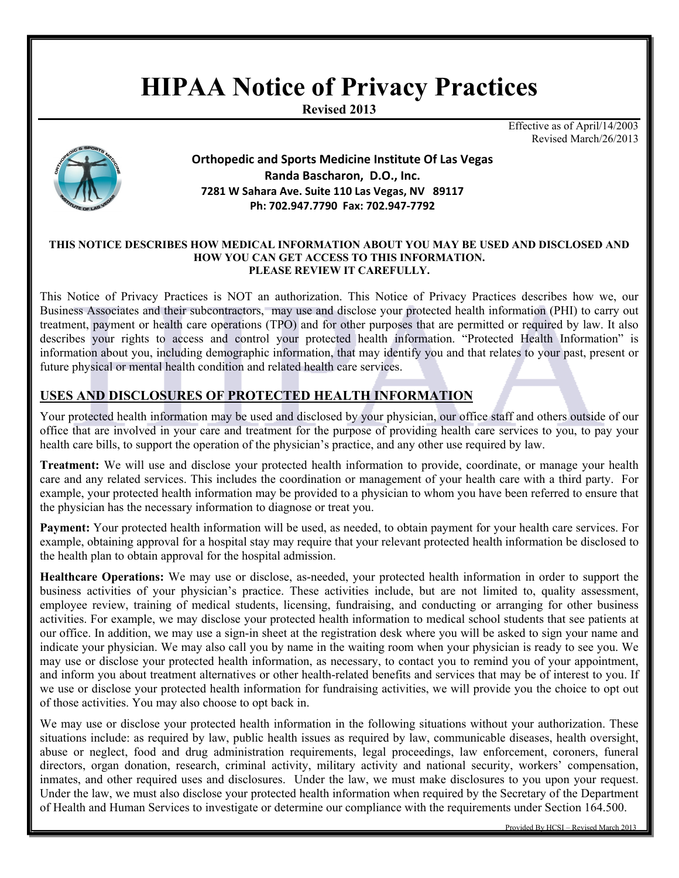# HIPAA Notice of Privacy Practices

**Revised 2013**

Effective as of April/14/2003
Revised March/26/2013

**Orthopedic and Sports Medicine Institute Of Las Vegas**
**Randa Bascharon, D.O., Inc.**
**7281 W Sahara Ave. Suite 110 Las Vegas, NV 89117**
**Ph: 702.947.7790 Fax: 702.947-7792**

**THIS NOTICE DESCRIBES HOW MEDICAL INFORMATION ABOUT YOU MAY BE USED AND DISCLOSED AND HOW YOU CAN GET ACCESS TO THIS INFORMATION. PLEASE REVIEW IT CAREFULLY.**

This Notice of Privacy Practices is NOT an authorization. This Notice of Privacy Practices describes how we, our Business Associates and their subcontractors, may use and disclose your protected health information (PHI) to carry out treatment, payment or health care operations (TPO) and for other purposes that are permitted or required by law. It also describes your rights to access and control your protected health information. "Protected Health Information" is information about you, including demographic information, that may identify you and that relates to your past, present or future physical or mental health condition and related health care services.

## USES AND DISCLOSURES OF PROTECTED HEALTH INFORMATION

Your protected health information may be used and disclosed by your physician, our office staff and others outside of our office that are involved in your care and treatment for the purpose of providing health care services to you, to pay your health care bills, to support the operation of the physician's practice, and any other use required by law.

**Treatment:** We will use and disclose your protected health information to provide, coordinate, or manage your health care and any related services. This includes the coordination or management of your health care with a third party. For example, your protected health information may be provided to a physician to whom you have been referred to ensure that the physician has the necessary information to diagnose or treat you.

**Payment:** Your protected health information will be used, as needed, to obtain payment for your health care services. For example, obtaining approval for a hospital stay may require that your relevant protected health information be disclosed to the health plan to obtain approval for the hospital admission.

**Healthcare Operations:** We may use or disclose, as-needed, your protected health information in order to support the business activities of your physician's practice. These activities include, but are not limited to, quality assessment, employee review, training of medical students, licensing, fundraising, and conducting or arranging for other business activities. For example, we may disclose your protected health information to medical school students that see patients at our office. In addition, we may use a sign-in sheet at the registration desk where you will be asked to sign your name and indicate your physician. We may also call you by name in the waiting room when your physician is ready to see you. We may use or disclose your protected health information, as necessary, to contact you to remind you of your appointment, and inform you about treatment alternatives or other health-related benefits and services that may be of interest to you. If we use or disclose your protected health information for fundraising activities, we will provide you the choice to opt out of those activities. You may also choose to opt back in.

We may use or disclose your protected health information in the following situations without your authorization. These situations include: as required by law, public health issues as required by law, communicable diseases, health oversight, abuse or neglect, food and drug administration requirements, legal proceedings, law enforcement, coroners, funeral directors, organ donation, research, criminal activity, military activity and national security, workers' compensation, inmates, and other required uses and disclosures. Under the law, we must make disclosures to you upon your request. Under the law, we must also disclose your protected health information when required by the Secretary of the Department of Health and Human Services to investigate or determine our compliance with the requirements under Section 164.500.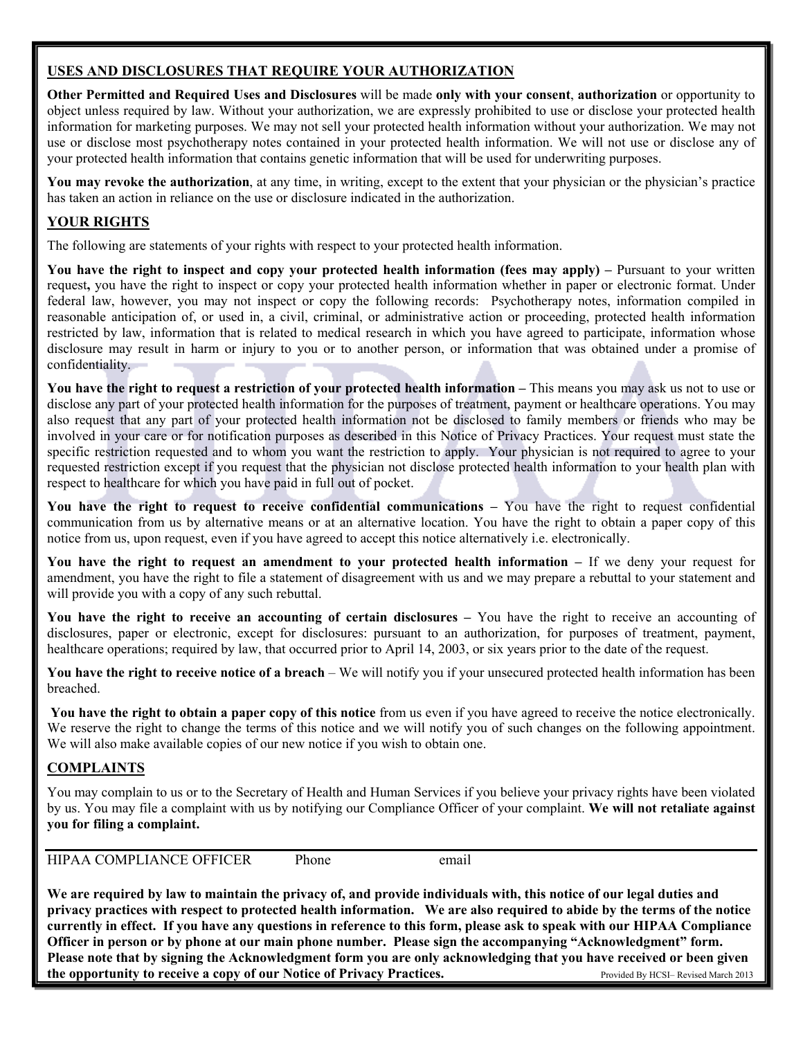## USES AND DISCLOSURES THAT REQUIRE YOUR AUTHORIZATION

**Other Permitted and Required Uses and Disclosures** will be made **only with your consent**, **authorization** or opportunity to object unless required by law. Without your authorization, we are expressly prohibited to use or disclose your protected health information for marketing purposes. We may not sell your protected health information without your authorization. We may not use or disclose most psychotherapy notes contained in your protected health information. We will not use or disclose any of your protected health information that contains genetic information that will be used for underwriting purposes.

**You may revoke the authorization**, at any time, in writing, except to the extent that your physician or the physician's practice has taken an action in reliance on the use or disclosure indicated in the authorization.

## YOUR RIGHTS

The following are statements of your rights with respect to your protected health information.

**You have the right to inspect and copy your protected health information (fees may apply) –** Pursuant to your written request**,** you have the right to inspect or copy your protected health information whether in paper or electronic format. Under federal law, however, you may not inspect or copy the following records: Psychotherapy notes, information compiled in reasonable anticipation of, or used in, a civil, criminal, or administrative action or proceeding, protected health information restricted by law, information that is related to medical research in which you have agreed to participate, information whose disclosure may result in harm or injury to you or to another person, or information that was obtained under a promise of confidentiality.

**You have the right to request a restriction of your protected health information –** This means you may ask us not to use or disclose any part of your protected health information for the purposes of treatment, payment or healthcare operations. You may also request that any part of your protected health information not be disclosed to family members or friends who may be involved in your care or for notification purposes as described in this Notice of Privacy Practices. Your request must state the specific restriction requested and to whom you want the restriction to apply. Your physician is not required to agree to your requested restriction except if you request that the physician not disclose protected health information to your health plan with respect to healthcare for which you have paid in full out of pocket.

**You have the right to request to receive confidential communications –** You have the right to request confidential communication from us by alternative means or at an alternative location. You have the right to obtain a paper copy of this notice from us, upon request, even if you have agreed to accept this notice alternatively i.e. electronically.

**You have the right to request an amendment to your protected health information –** If we deny your request for amendment, you have the right to file a statement of disagreement with us and we may prepare a rebuttal to your statement and will provide you with a copy of any such rebuttal.

**You have the right to receive an accounting of certain disclosures –** You have the right to receive an accounting of disclosures, paper or electronic, except for disclosures: pursuant to an authorization, for purposes of treatment, payment, healthcare operations; required by law, that occurred prior to April 14, 2003, or six years prior to the date of the request.

**You have the right to receive notice of a breach** – We will notify you if your unsecured protected health information has been breached.

**You have the right to obtain a paper copy of this notice** from us even if you have agreed to receive the notice electronically. We reserve the right to change the terms of this notice and we will notify you of such changes on the following appointment. We will also make available copies of our new notice if you wish to obtain one.

## COMPLAINTS

You may complain to us or to the Secretary of Health and Human Services if you believe your privacy rights have been violated by us. You may file a complaint with us by notifying our Compliance Officer of your complaint. **We will not retaliate against you for filing a complaint.**

HIPAA COMPLIANCE OFFICER Phone email

**We are required by law to maintain the privacy of, and provide individuals with, this notice of our legal duties and privacy practices with respect to protected health information. We are also required to abide by the terms of the notice currently in effect. If you have any questions in reference to this form, please ask to speak with our HIPAA Compliance Officer in person or by phone at our main phone number. Please sign the accompanying "Acknowledgment" form. Please note that by signing the Acknowledgment form you are only acknowledging that you have received or been given the opportunity to receive a copy of our Notice of Privacy Practices.**

Provided By HCSI– Revised March 2013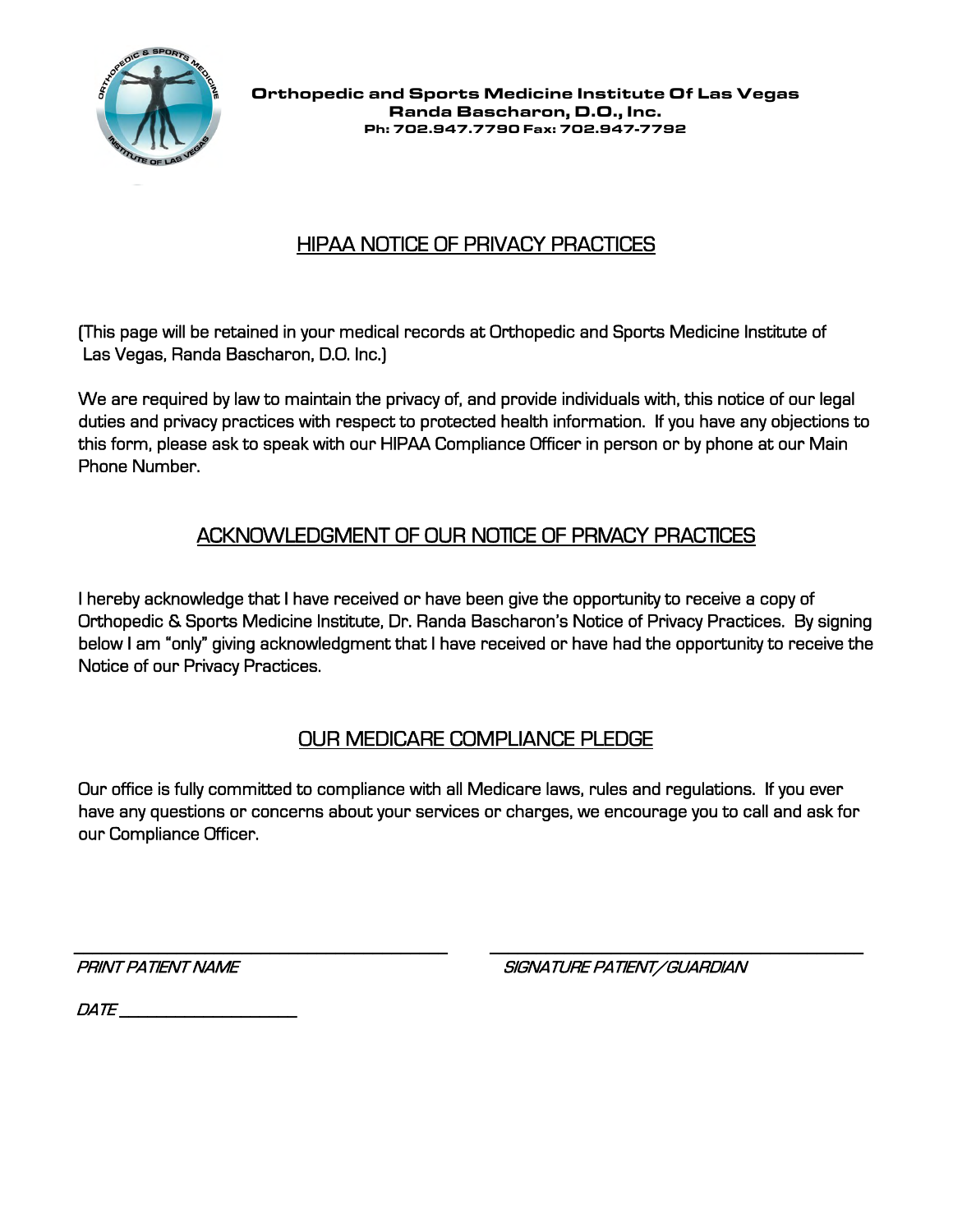**Orthopedic and Sports Medicine Institute Of Las Vegas**
**Randa Bascharon, D.O., Inc.**
**Ph: 702.947.7790 Fax: 702.947-7792**

## HIPAA NOTICE OF PRIVACY PRACTICES

(This page will be retained in your medical records at Orthopedic and Sports Medicine Institute of Las Vegas, Randa Bascharon, D.O. Inc.)

We are required by law to maintain the privacy of, and provide individuals with, this notice of our legal duties and privacy practices with respect to protected health information. If you have any objections to this form, please ask to speak with our HIPAA Compliance Officer in person or by phone at our Main Phone Number.

## ACKNOWLEDGMENT OF OUR NOTICE OF PRIVACY PRACTICES

I hereby acknowledge that I have received or have been give the opportunity to receive a copy of Orthopedic & Sports Medicine Institute, Dr. Randa Bascharon's Notice of Privacy Practices. By signing below I am "only" giving acknowledgment that I have received or have had the opportunity to receive the Notice of our Privacy Practices.

## OUR MEDICARE COMPLIANCE PLEDGE

Our office is fully committed to compliance with all Medicare laws, rules and regulations. If you ever have any questions or concerns about your services or charges, we encourage you to call and ask for our Compliance Officer.

______________________________ ______________________________

*PRINT PATIENT NAME* *SIGNATURE PATIENT/GUARDIAN*

*DATE* ____________________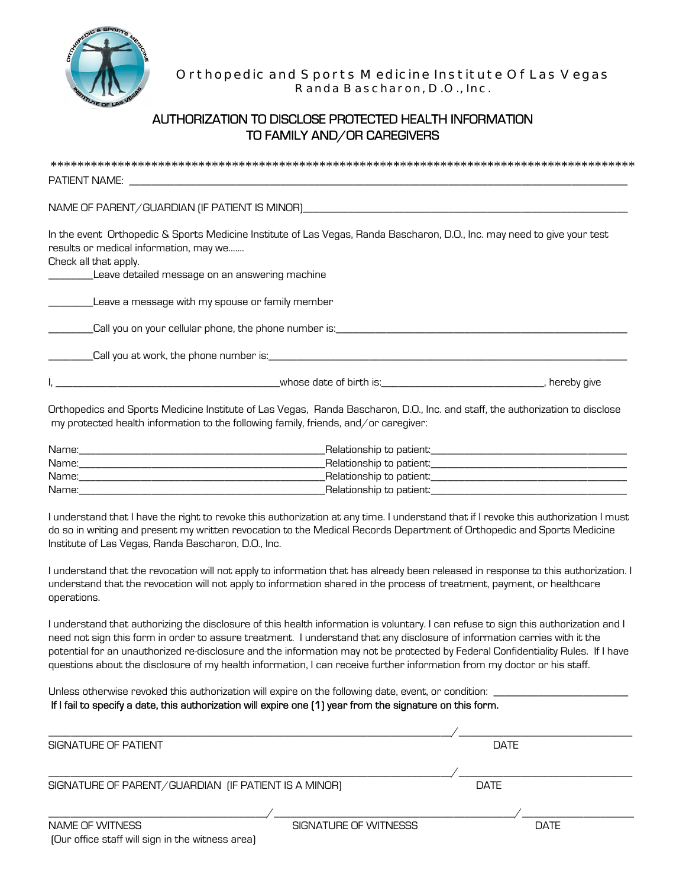Orthopedic and Sports Medicine Institute Of Las Vegas
Randa Bascharon, D.O., Inc.

## AUTHORIZATION TO DISCLOSE PROTECTED HEALTH INFORMATION TO FAMILY AND/OR CAREGIVERS

*************************************************************************************

PATIENT NAME: ______________________________________________________________________________

NAME OF PARENT/GUARDIAN (IF PATIENT IS MINOR)_______________________________________________

In the event Orthopedic & Sports Medicine Institute of Las Vegas, Randa Bascharon, D.O., Inc. may need to give your test results or medical information, may we.......
Check all that apply.

________Leave detailed message on an answering machine

________Leave a message with my spouse or family member

________Call you on your cellular phone, the phone number is:____________________________________________

________Call you at work, the phone number is:_______________________________________________________

I, ______________________________________whose date of birth is:____________________________, hereby give

Orthopedics and Sports Medicine Institute of Las Vegas, Randa Bascharon, D.O., Inc. and staff, the authorization to disclose my protected health information to the following family, friends, and/or caregiver:

Name:_____________________________________________Relationship to patient:_________________________________
Name:_____________________________________________Relationship to patient:_________________________________
Name:_____________________________________________Relationship to patient:_________________________________
Name:_____________________________________________Relationship to patient:_________________________________

I understand that I have the right to revoke this authorization at any time. I understand that if I revoke this authorization I must do so in writing and present my written revocation to the Medical Records Department of Orthopedic and Sports Medicine Institute of Las Vegas, Randa Bascharon, D.O., Inc.

I understand that the revocation will not apply to information that has already been released in response to this authorization. I understand that the revocation will not apply to information shared in the process of treatment, payment, or healthcare operations.

I understand that authorizing the disclosure of this health information is voluntary. I can refuse to sign this authorization and I need not sign this form in order to assure treatment. I understand that any disclosure of information carries with it the potential for an unauthorized re-disclosure and the information may not be protected by Federal Confidentiality Rules. If I have questions about the disclosure of my health information, I can receive further information from my doctor or his staff.

Unless otherwise revoked this authorization will expire on the following date, event, or condition: ________________________
**If I fail to specify a date, this authorization will expire one (1) year from the signature on this form.**

_____________________________________________________________________/ ______________________________
SIGNATURE OF PATIENT DATE

_____________________________________________________________________/ ______________________________
SIGNATURE OF PARENT/GUARDIAN (IF PATIENT IS A MINOR) DATE

____________________________________/ ________________________________________/ ____________________
NAME OF WITNESS SIGNATURE OF WITNESSS DATE
(Our office staff will sign in the witness area)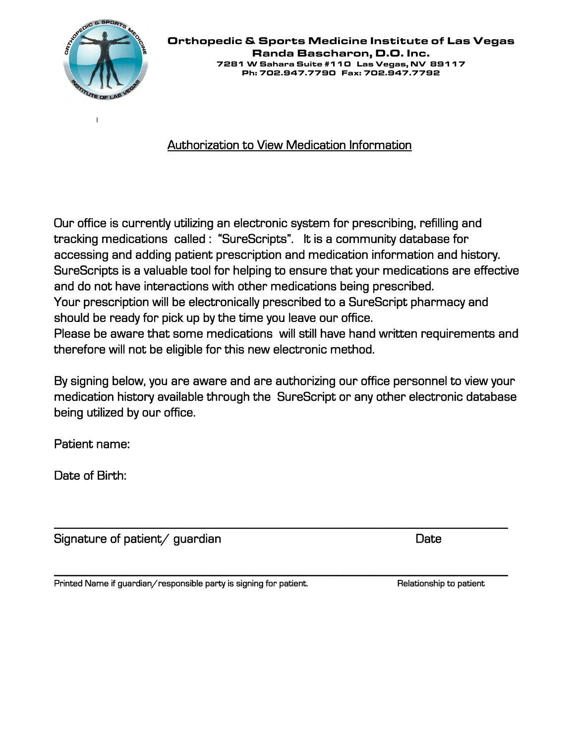**Orthopedic & Sports Medicine Institute of Las Vegas**
**Randa Bascharon, D.O. Inc.**
**7281 W Sahara Suite #110 Las Vegas, NV 89117**
**Ph: 702.947.7790 Fax: 702.947.7792**

## Authorization to View Medication Information

Our office is currently utilizing an electronic system for prescribing, refilling and tracking medications called : "SureScripts". It is a community database for accessing and adding patient prescription and medication information and history. SureScripts is a valuable tool for helping to ensure that your medications are effective and do not have interactions with other medications being prescribed.
Your prescription will be electronically prescribed to a SureScript pharmacy and should be ready for pick up by the time you leave our office.
Please be aware that some medications will still have hand written requirements and therefore will not be eligible for this new electronic method.

By signing below, you are aware and are authorizing our office personnel to view your medication history available through the SureScript or any other electronic database being utilized by our office.

Patient name:

Date of Birth:

_______________________________________________________________

Signature of patient/ guardian                                                                 Date

_______________________________________________________________

Printed Name if guardian/responsible party is signing for patient.                         Relationship to patient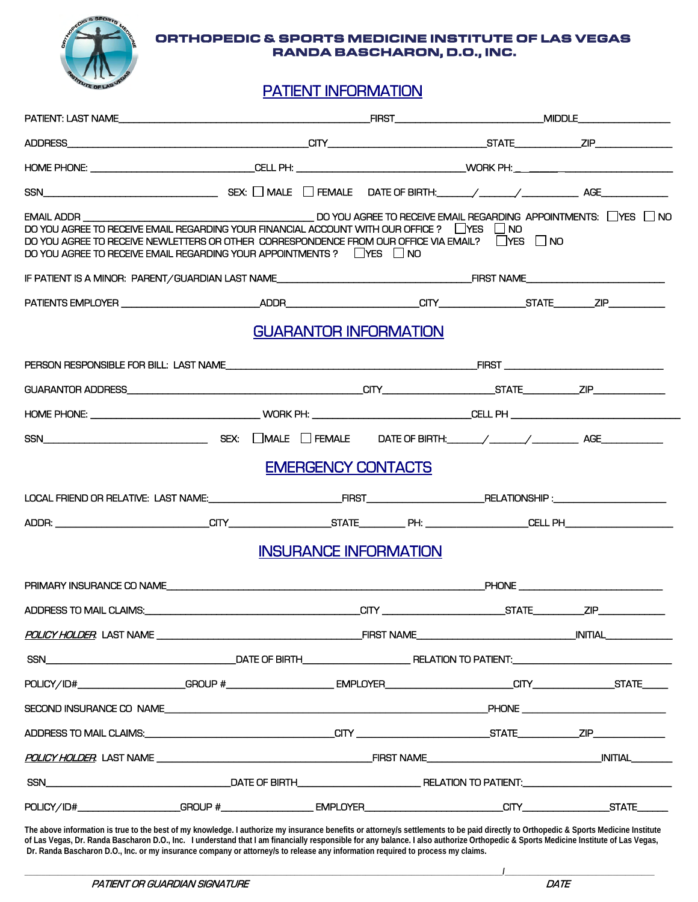# ORTHOPEDIC & SPORTS MEDICINE INSTITUTE OF LAS VEGAS
## RANDA BASCHARON, D.O., INC.

## PATIENT INFORMATION

PATIENT: LAST NAME______________________________FIRST____________________MIDDLE______________

ADDRESS______________________________CITY____________________STATE__________ZIP____________

HOME PHONE: ____________________CELL PH: ____________________WORK PH: ____________________

SSN____________________ SEX: ☐ MALE ☐ FEMALE DATE OF BIRTH:_____/_____/________ AGE__________

EMAIL ADDR ____________________________ DO YOU AGREE TO RECEIVE EMAIL REGARDING APPOINTMENTS: ☐YES ☐ NO
DO YOU AGREE TO RECEIVE EMAIL REGARDING YOUR FINANCIAL ACCOUNT WITH OUR OFFICE ? ☐YES ☐ NO
DO YOU AGREE TO RECEIVE NEWLETTERS OR OTHER CORRESPONDENCE FROM OUR OFFICE VIA EMAIL? ☐YES ☐ NO
DO YOU AGREE TO RECEIVE EMAIL REGARDING YOUR APPOINTMENTS ? ☐YES ☐ NO

IF PATIENT IS A MINOR: PARENT/GUARDIAN LAST NAME______________________FIRST NAME____________________

PATIENTS EMPLOYER ____________________ADDR____________________CITY______________STATE________ZIP__________

## GUARANTOR INFORMATION

PERSON RESPONSIBLE FOR BILL: LAST NAME______________________________FIRST ____________________

GUARANTOR ADDRESS______________________________CITY____________________STATE__________ZIP____________

HOME PHONE: ____________________ WORK PH: ____________________CELL PH ____________________

SSN____________________ SEX: ☐MALE ☐ FEMALE DATE OF BIRTH:_____/_____/________ AGE__________

## EMERGENCY CONTACTS

LOCAL FRIEND OR RELATIVE: LAST NAME:____________________FIRST____________________RELATIONSHIP :____________________

ADDR: ____________________CITY____________________STATE__________ PH: ____________________CELL PH____________________

## INSURANCE INFORMATION

PRIMARY INSURANCE CO NAME______________________________PHONE ____________________

ADDRESS TO MAIL CLAIMS:______________________________CITY ____________________STATE__________ZIP__________

*POLICY HOLDER*: LAST NAME ______________________________FIRST NAME____________________INITIAL__________

SSN____________________DATE OF BIRTH____________________ RELATION TO PATIENT:____________________

POLICY/ID#____________________GROUP #____________________ EMPLOYER____________________CITY______________STATE_____

SECOND INSURANCE CO NAME______________________________PHONE ____________________

ADDRESS TO MAIL CLAIMS:______________________________CITY ____________________STATE__________ZIP__________

*POLICY HOLDER*: LAST NAME ______________________________FIRST NAME____________________INITIAL__________

SSN____________________DATE OF BIRTH____________________ RELATION TO PATIENT:____________________

POLICY/ID#____________________GROUP #____________________ EMPLOYER____________________CITY______________STATE_____

**The above information is true to the best of my knowledge. I authorize my insurance benefits or attorney/s settlements to be paid directly to Orthopedic & Sports Medicine Institute of Las Vegas, Dr. Randa Bascharon D.O., Inc. I understand that I am financially responsible for any balance. I also authorize Orthopedic & Sports Medicine Institute of Las Vegas, Dr. Randa Bascharon D.O., Inc. or my insurance company or attorney/s to release any information required to process my claims.**

____________________________________________________________/____________________

*PATIENT OR GUARDIAN SIGNATURE* *DATE*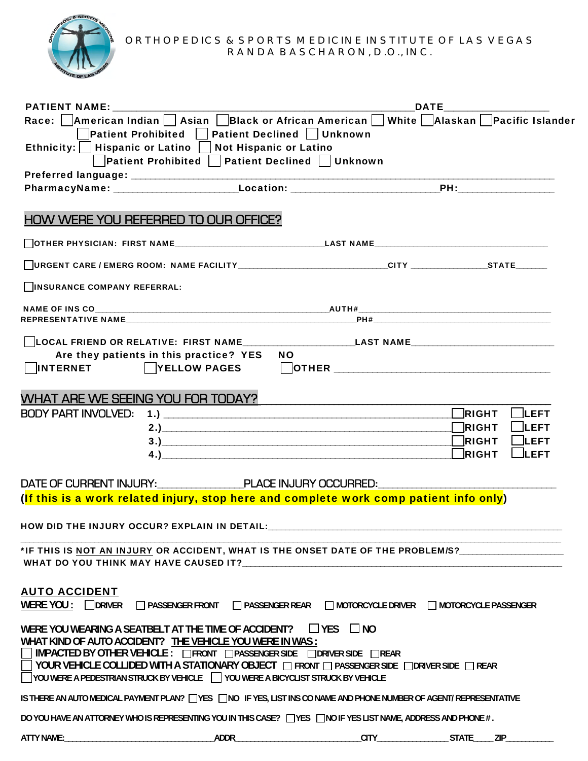# ORTHOPEDICS & SPORTS MEDICINE INSTITUTE OF LAS VEGAS
## RANDA BASCHARON, D.O., INC.

**PATIENT NAME:** ______________________________________________ **DATE** _______________

**Race:** ☐ American Indian ☐ Asian ☐ Black or African American ☐ White ☐ Alaskan ☐ Pacific Islander
☐ Patient Prohibited ☐ Patient Declined ☐ Unknown

**Ethnicity:** ☐ Hispanic or Latino ☐ Not Hispanic or Latino
☐ Patient Prohibited ☐ Patient Declined ☐ Unknown

**Preferred language:** ______________________________________________

**PharmacyName:** ____________________ **Location:** ______________________ **PH:** _______________

## HOW WERE YOU REFERRED TO OUR OFFICE?

☐ **OTHER PHYSICIAN: FIRST NAME** __________________________ **LAST NAME** __________________________

☐ **URGENT CARE / EMERG ROOM: NAME FACILITY** __________________________ **CITY** ______________ **STATE** ______

☐ **INSURANCE COMPANY REFERRAL:**

**NAME OF INS CO** ________________________________________ **AUTH#** __________________________
**REPRESENTATIVE NAME** ________________________________________ **PH#** __________________________

☐ **LOCAL FRIEND OR RELATIVE: FIRST NAME** __________________ **LAST NAME** __________________________

**Are they patients in this practice? YES NO**

☐ **INTERNET** ☐ **YELLOW PAGES** ☐ **OTHER** __________________________________

## WHAT ARE WE SEEING YOU FOR TODAY?

BODY PART INVOLVED:
1.) ________________________________________ ☐ RIGHT ☐ LEFT
2.) ________________________________________ ☐ RIGHT ☐ LEFT
3.) ________________________________________ ☐ RIGHT ☐ LEFT
4.) ________________________________________ ☐ RIGHT ☐ LEFT

DATE OF CURRENT INJURY: _______________ PLACE INJURY OCCURRED: ___________________________

**(If this is a work related injury, stop here and complete work comp patient info only)**

**HOW DID THE INJURY OCCUR? EXPLAIN IN DETAIL:** ____________________________________________
______________________________________________________________________________

**\*IF THIS IS NOT AN INJURY OR ACCIDENT, WHAT IS THE ONSET DATE OF THE PROBLEM/S?** ________________
**WHAT DO YOU THINK MAY HAVE CAUSED IT?** ________________________________________________

## AUTO ACCIDENT

**WERE YOU:** ☐ DRIVER ☐ PASSENGER FRONT ☐ PASSENGER REAR ☐ MOTORCYCLE DRIVER ☐ MOTORCYCLE PASSENGER

**WERE YOU WEARING A SEATBELT AT THE TIME OF ACCIDENT?** ☐ YES ☐ NO

**WHAT KIND OF AUTO ACCIDENT? THE VEHICLE YOU WERE IN WAS:**

☐ **IMPACTED BY OTHER VEHICLE:** ☐ FRONT ☐ PASSENGER SIDE ☐ DRIVER SIDE ☐ REAR
☐ **YOUR VEHICLE COLLIDED WITH A STATIONARY OBJECT** ☐ FRONT ☐ PASSENGER SIDE ☐ DRIVER SIDE ☐ REAR
☐ YOU WERE A PEDESTRIAN STRUCK BY VEHICLE ☐ YOU WERE A BICYCLIST STRUCK BY VEHICLE

**IS THERE AN AUTO MEDICAL PAYMENT PLAN?** ☐ YES ☐ NO **IF YES, LIST INS CO NAME AND PHONE NUMBER OF AGENT/ REPRESENTATIVE**

**DO YOU HAVE AN ATTORNEY WHO IS REPRESENTING YOU IN THIS CASE?** ☐ YES ☐ NO **IF YES LIST NAME, ADDRESS AND PHONE #.**

**ATTY NAME:** __________________________ **ADDR** __________________________ **CITY** ______________ **STATE** ____ **ZIP** __________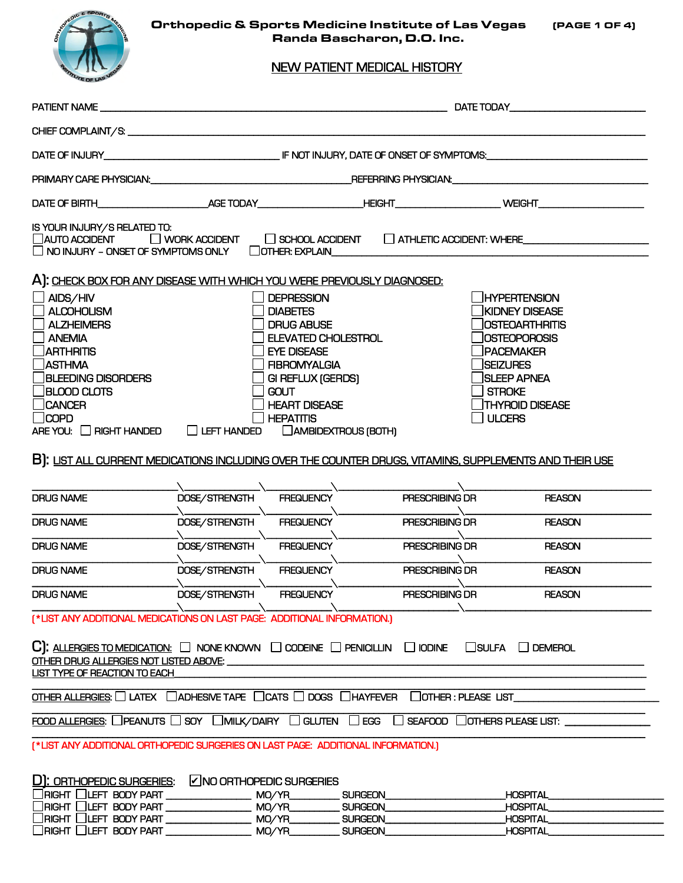**Orthopedic & Sports Medicine Institute of Las Vegas**
**Randa Bascharon, D.O. Inc.**

# NEW PATIENT MEDICAL HISTORY

PATIENT NAME ______________________________________________ DATE TODAY____________________

CHIEF COMPLAINT/S: ____________________________________________________________________

DATE OF INJURY____________________________ IF NOT INJURY, DATE OF ONSET OF SYMPTOMS:____________________

PRIMARY CARE PHYSICIAN:____________________________REFERRING PHYSICIAN:____________________________

DATE OF BIRTH________________AGE TODAY________________HEIGHT________________ WEIGHT________________

IS YOUR INJURY/S RELATED TO:
☐ AUTO ACCIDENT ☐ WORK ACCIDENT ☐ SCHOOL ACCIDENT ☐ ATHLETIC ACCIDENT: WHERE____________________
☐ NO INJURY – ONSET OF SYMPTOMS ONLY ☐ OTHER: EXPLAIN________________________________________

## A): CHECK BOX FOR ANY DISEASE WITH WHICH YOU WERE PREVIOUSLY DIAGNOSED:

| | | |
|---|---|---|
| ☐ AIDS/HIV | ☐ DEPRESSION | ☐ HYPERTENSION |
| ☐ ALCOHOLISM | ☐ DIABETES | ☐ KIDNEY DISEASE |
| ☐ ALZHEIMERS | ☐ DRUG ABUSE | ☐ OSTEOARTHRITIS |
| ☐ ANEMIA | ☐ ELEVATED CHOLESTROL | ☐ OSTEOPOROSIS |
| ☐ ARTHRITIS | ☐ EYE DISEASE | ☐ PACEMAKER |
| ☐ ASTHMA | ☐ FIBROMYALGIA | ☐ SEIZURES |
| ☐ BLEEDING DISORDERS | ☐ GI REFLUX (GERDS) | ☐ SLEEP APNEA |
| ☐ BLOOD CLOTS | ☐ GOUT | ☐ STROKE |
| ☐ CANCER | ☐ HEART DISEASE | ☐ THYROID DISEASE |
| ☐ COPD | ☐ HEPATITIS | ☐ ULCERS |

ARE YOU: ☐ RIGHT HANDED ☐ LEFT HANDED ☐ AMBIDEXTROUS (BOTH)

## B): LIST ALL CURRENT MEDICATIONS INCLUDING OVER THE COUNTER DRUGS, VITAMINS, SUPPLEMENTS AND THEIR USE

| DRUG NAME | DOSE/STRENGTH | FREQUENCY | PRESCRIBING DR | REASON |
|---|---|---|---|---|
| | | | | |
| | | | | |
| | | | | |
| | | | | |
| | | | | |

(*LIST ANY ADDITIONAL MEDICATIONS ON LAST PAGE: ADDITIONAL INFORMATION.)

## C): ALLERGIES TO MEDICATION:
☐ NONE KNOWN ☐ CODEINE ☐ PENICILLIN ☐ IODINE ☐ SULFA ☐ DEMEROL

OTHER DRUG ALLERGIES NOT LISTED ABOVE: ________________________________________________

LIST TYPE OF REACTION TO EACH______________________________________________________

OTHER ALLERGIES: ☐ LATEX ☐ ADHESIVE TAPE ☐ CATS ☐ DOGS ☐ HAYFEVER ☐ OTHER : PLEASE LIST____________________

FOOD ALLERGIES: ☐ PEANUTS ☐ SOY ☐ MILK/DAIRY ☐ GLUTEN ☐ EGG ☐ SEAFOOD ☐ OTHERS PLEASE LIST: ____________

(*LIST ANY ADDITIONAL ORTHOPEDIC SURGERIES ON LAST PAGE: ADDITIONAL INFORMATION.)

## D): ORTHOPEDIC SURGERIES: ☑ NO ORTHOPEDIC SURGERIES

| SIDE | BODY PART | MO/YR | SURGEON | HOSPITAL |
|---|---|---|---|---|
| ☐ RIGHT ☐ LEFT | | | | |
| ☐ RIGHT ☐ LEFT | | | | |
| ☐ RIGHT ☐ LEFT | | | | |
| ☐ RIGHT ☐ LEFT | | | | |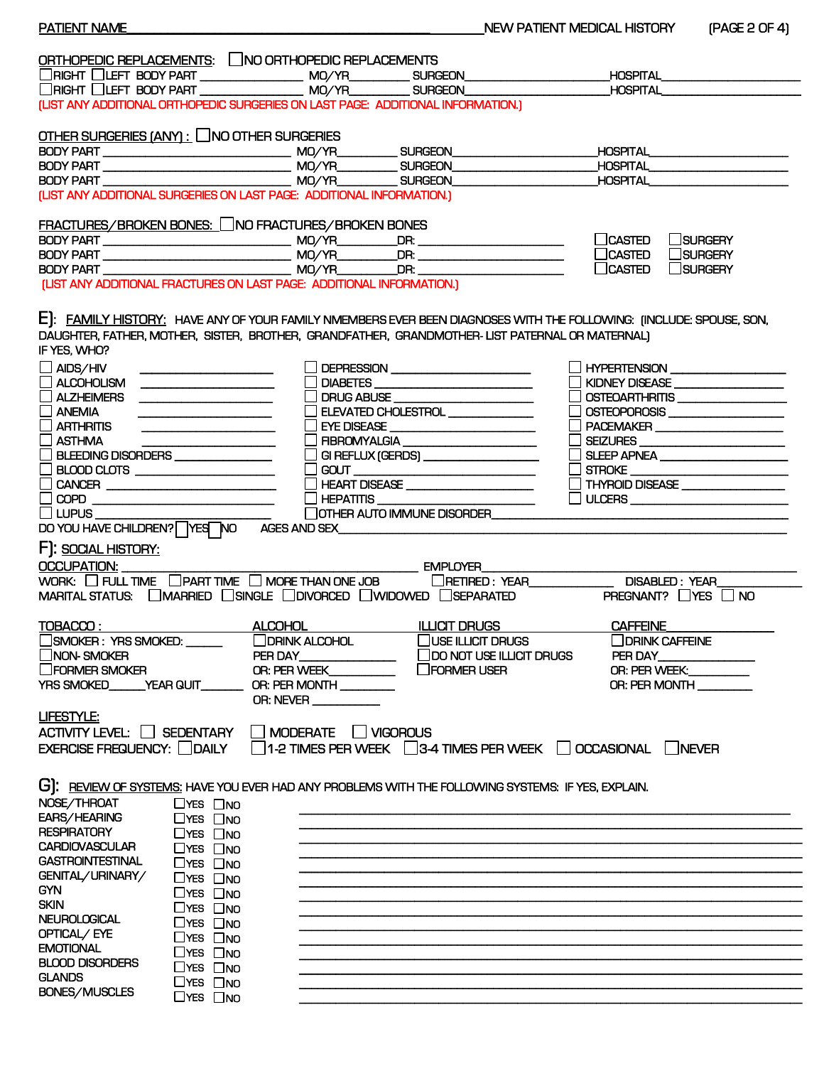PATIENT NAME________________________________________ NEW PATIENT MEDICAL HISTORY (PAGE 2 OF 4)

ORTHOPEDIC REPLACEMENTS: ☐ NO ORTHOPEDIC REPLACEMENTS

☐ RIGHT ☐ LEFT BODY PART ______________ MO/YR________ SURGEON____________________ HOSPITAL____________________

☐ RIGHT ☐ LEFT BODY PART ______________ MO/YR________ SURGEON____________________ HOSPITAL____________________

(LIST ANY ADDITIONAL ORTHOPEDIC SURGERIES ON LAST PAGE: ADDITIONAL INFORMATION.)

OTHER SURGERIES (ANY) : ☐ NO OTHER SURGERIES

BODY PART ______________________ MO/YR________ SURGEON____________________ HOSPITAL____________________

BODY PART ______________________ MO/YR________ SURGEON____________________ HOSPITAL____________________

BODY PART ______________________ MO/YR________ SURGEON____________________ HOSPITAL____________________

(LIST ANY ADDITIONAL SURGERIES ON LAST PAGE: ADDITIONAL INFORMATION.)

FRACTURES/BROKEN BONES: ☐ NO FRACTURES/BROKEN BONES

BODY PART ______________________ MO/YR________ DR: ____________________ ☐ CASTED ☐ SURGERY

BODY PART ______________________ MO/YR________ DR: ____________________ ☐ CASTED ☐ SURGERY

BODY PART ______________________ MO/YR________ DR: ____________________ ☐ CASTED ☐ SURGERY

(LIST ANY ADDITIONAL FRACTURES ON LAST PAGE: ADDITIONAL INFORMATION.)

## E): FAMILY HISTORY:

HAVE ANY OF YOUR FAMILY NMEMBERS EVER BEEN DIAGNOSES WITH THE FOLLOWING: (INCLUDE: SPOUSE, SON, DAUGHTER, FATHER, MOTHER, SISTER, BROTHER, GRANDFATHER, GRANDMOTHER- LIST PATERNAL OR MATERNAL)

IF YES, WHO?

| | | |
|---|---|---|
| ☐ AIDS/HIV ______________ | ☐ DEPRESSION ______________ | ☐ HYPERTENSION ______________ |
| ☐ ALCOHOLISM ______________ | ☐ DIABETES ______________ | ☐ KIDNEY DISEASE ______________ |
| ☐ ALZHEIMERS ______________ | ☐ DRUG ABUSE ______________ | ☐ OSTEOARTHRITIS ______________ |
| ☐ ANEMIA ______________ | ☐ ELEVATED CHOLESTROL ______________ | ☐ OSTEOPOROSIS ______________ |
| ☐ ARTHRITIS ______________ | ☐ EYE DISEASE ______________ | ☐ PACEMAKER ______________ |
| ☐ ASTHMA ______________ | ☐ FIBROMYALGIA ______________ | ☐ SEIZURES ______________ |
| ☐ BLEEDING DISORDERS ______________ | ☐ GI REFLUX (GERDS) ______________ | ☐ SLEEP APNEA ______________ |
| ☐ BLOOD CLOTS ______________ | ☐ GOUT ______________ | ☐ STROKE ______________ |
| ☐ CANCER ______________ | ☐ HEART DISEASE ______________ | ☐ THYROID DISEASE ______________ |
| ☐ COPD ______________ | ☐ HEPATITIS ______________ | ☐ ULCERS ______________ |
| ☐ LUPUS ______________ | ☐ OTHER AUTO IMMUNE DISORDER______________ | |

DO YOU HAVE CHILDREN? ☐ YES ☐ NO AGES AND SEX______________________________________________

## F): SOCIAL HISTORY:

OCCUPATION: ______________________________ EMPLOYER______________________________

WORK: ☐ FULL TIME ☐ PART TIME ☐ MORE THAN ONE JOB ☐ RETIRED : YEAR__________ DISABLED : YEAR__________

MARITAL STATUS: ☐ MARRIED ☐ SINGLE ☐ DIVORCED ☐ WIDOWED ☐ SEPARATED PREGNANT? ☐ YES ☐ NO

| TOBACCO : | ALCOHOL | ILLICIT DRUGS | CAFFEINE |
|---|---|---|---|
| ☐ SMOKER : YRS SMOKED: ______ | ☐ DRINK ALCOHOL | ☐ USE ILLICIT DRUGS | ☐ DRINK CAFFEINE |
| ☐ NON- SMOKER | PER DAY__________ | ☐ DO NOT USE ILLICIT DRUGS | PER DAY__________ |
| ☐ FORMER SMOKER | OR: PER WEEK__________ | ☐ FORMER USER | OR: PER WEEK:__________ |
| YRS SMOKED______YEAR QUIT______ | OR: PER MONTH __________ | | OR: PER MONTH __________ |
| | OR: NEVER __________ | | |

LIFESTYLE:

ACTIVITY LEVEL: ☐ SEDENTARY ☐ MODERATE ☐ VIGOROUS

EXERCISE FREQUENCY: ☐ DAILY ☐ 1-2 TIMES PER WEEK ☐ 3-4 TIMES PER WEEK ☐ OCCASIONAL ☐ NEVER

## G): REVIEW OF SYSTEMS:

HAVE YOU EVER HAD ANY PROBLEMS WITH THE FOLLOWING SYSTEMS: IF YES, EXPLAIN.

| | | | |
|---|---|---|---|
| NOSE/THROAT | ☐ YES | ☐ NO | ______________________________ |
| EARS/HEARING | ☐ YES | ☐ NO | ______________________________ |
| RESPIRATORY | ☐ YES | ☐ NO | ______________________________ |
| CARDIOVASCULAR | ☐ YES | ☐ NO | ______________________________ |
| GASTROINTESTINAL | ☐ YES | ☐ NO | ______________________________ |
| GENITAL/URINARY/ | ☐ YES | ☐ NO | ______________________________ |
| GYN | ☐ YES | ☐ NO | ______________________________ |
| SKIN | ☐ YES | ☐ NO | ______________________________ |
| NEUROLOGICAL | ☐ YES | ☐ NO | ______________________________ |
| OPTICAL/ EYE | ☐ YES | ☐ NO | ______________________________ |
| EMOTIONAL | ☐ YES | ☐ NO | ______________________________ |
| BLOOD DISORDERS | ☐ YES | ☐ NO | ______________________________ |
| GLANDS | ☐ YES | ☐ NO | ______________________________ |
| BONES/MUSCLES | ☐ YES | ☐ NO | ______________________________ |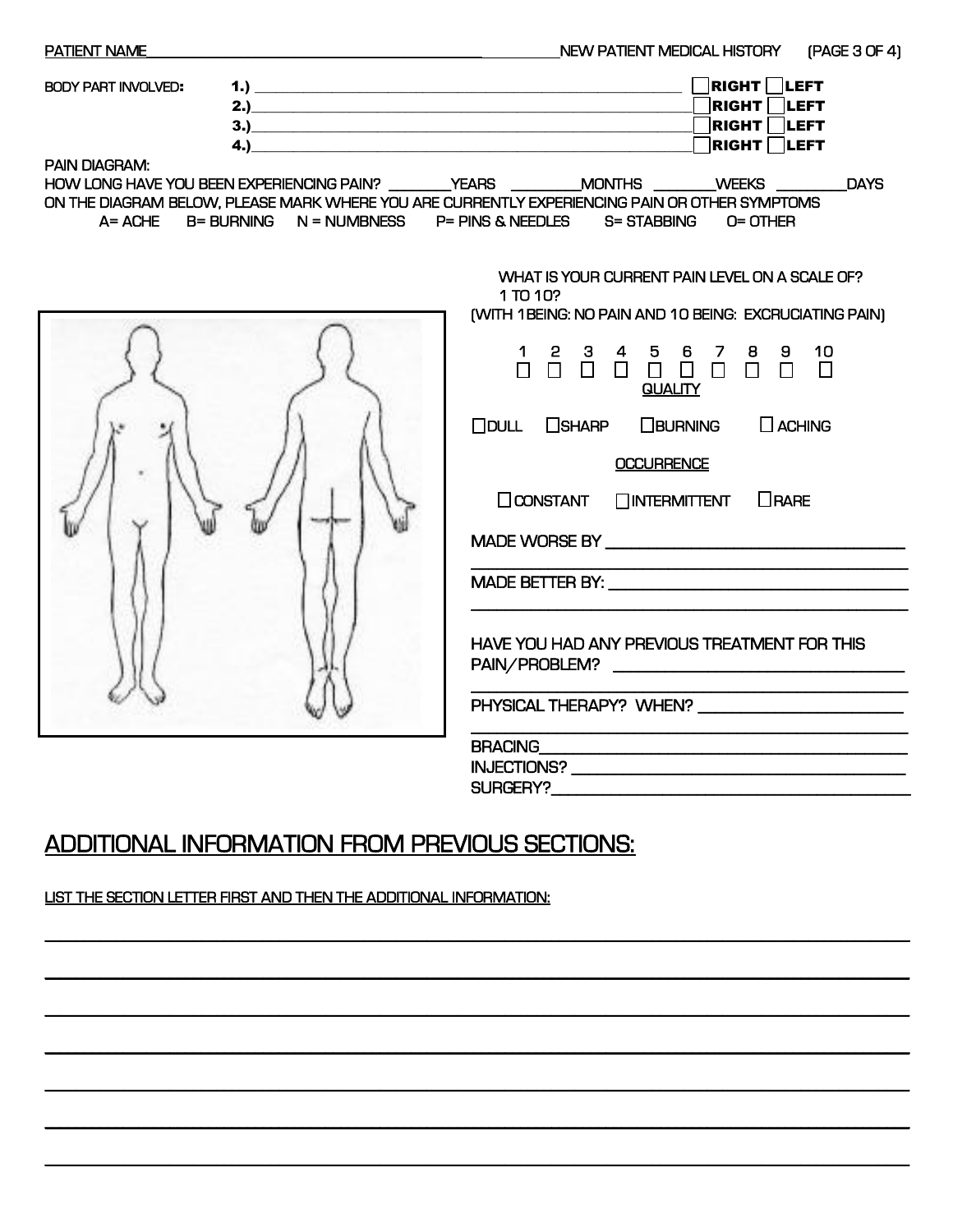PATIENT NAME_______________________________________________ NEW PATIENT MEDICAL HISTORY

BODY PART INVOLVED:

1.) ____________________________________________ ☐ RIGHT ☐ LEFT

2.) ____________________________________________ ☐ RIGHT ☐ LEFT

3.) ____________________________________________ ☐ RIGHT ☐ LEFT

4.) ____________________________________________ ☐ RIGHT ☐ LEFT

PAIN DIAGRAM:

HOW LONG HAVE YOU BEEN EXPERIENCING PAIN? ________YEARS ________MONTHS ________WEEKS ________DAYS

ON THE DIAGRAM BELOW, PLEASE MARK WHERE YOU ARE CURRENTLY EXPERIENCING PAIN OR OTHER SYMPTOMS

A= ACHE B= BURNING N = NUMBNESS P= PINS & NEEDLES S= STABBING O= OTHER

WHAT IS YOUR CURRENT PAIN LEVEL ON A SCALE OF? 1 TO 10?
(WITH 1BEING: NO PAIN AND 10 BEING: EXCRUCIATING PAIN)

| 1 | 2 | 3 | 4 | 5 | 6 | 7 | 8 | 9 | 10 |
|---|---|---|---|---|---|---|---|---|---|
| ☐ | ☐ | ☐ | ☐ | ☐ | ☐ | ☐ | ☐ | ☐ | ☐ |

QUALITY

☐ DULL ☐ SHARP ☐ BURNING ☐ ACHING

OCCURRENCE

☐ CONSTANT ☐ INTERMITTENT ☐ RARE

MADE WORSE BY ____________________________________

____________________________________________

MADE BETTER BY: ____________________________________

____________________________________________

HAVE YOU HAD ANY PREVIOUS TREATMENT FOR THIS PAIN/PROBLEM? ____________________________

____________________________________________

PHYSICAL THERAPY? WHEN? ______________________

____________________________________________

BRACING____________________________________

INJECTIONS? ________________________________

SURGERY?___________________________________

## ADDITIONAL INFORMATION FROM PREVIOUS SECTIONS:

LIST THE SECTION LETTER FIRST AND THEN THE ADDITIONAL INFORMATION:

______________________________________________________________________

______________________________________________________________________

______________________________________________________________________

______________________________________________________________________

______________________________________________________________________

______________________________________________________________________

______________________________________________________________________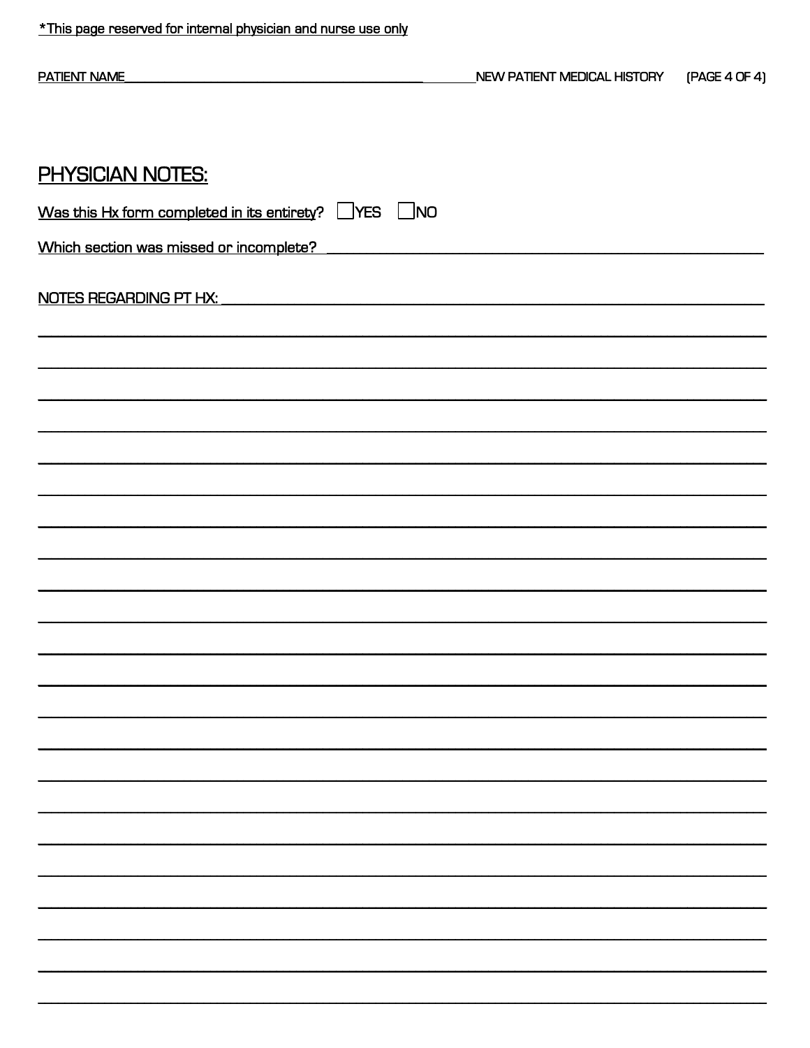*This page reserved for internal physician and nurse use only

PATIENT NAME_______________________________________________ NEW PATIENT MEDICAL HISTORY (PAGE 4 OF 4)

## PHYSICIAN NOTES:

Was this Hx form completed in its entirety? ☐ YES ☐ NO

Which section was missed or incomplete? ____________________________________________________________

NOTES REGARDING PT HX: ________________________________________________________________________

____________________________________________________________________________________________

____________________________________________________________________________________________

____________________________________________________________________________________________

____________________________________________________________________________________________

____________________________________________________________________________________________

____________________________________________________________________________________________

____________________________________________________________________________________________

____________________________________________________________________________________________

____________________________________________________________________________________________

____________________________________________________________________________________________

____________________________________________________________________________________________

____________________________________________________________________________________________

____________________________________________________________________________________________

____________________________________________________________________________________________

____________________________________________________________________________________________

____________________________________________________________________________________________

____________________________________________________________________________________________

____________________________________________________________________________________________

____________________________________________________________________________________________

____________________________________________________________________________________________

____________________________________________________________________________________________

____________________________________________________________________________________________